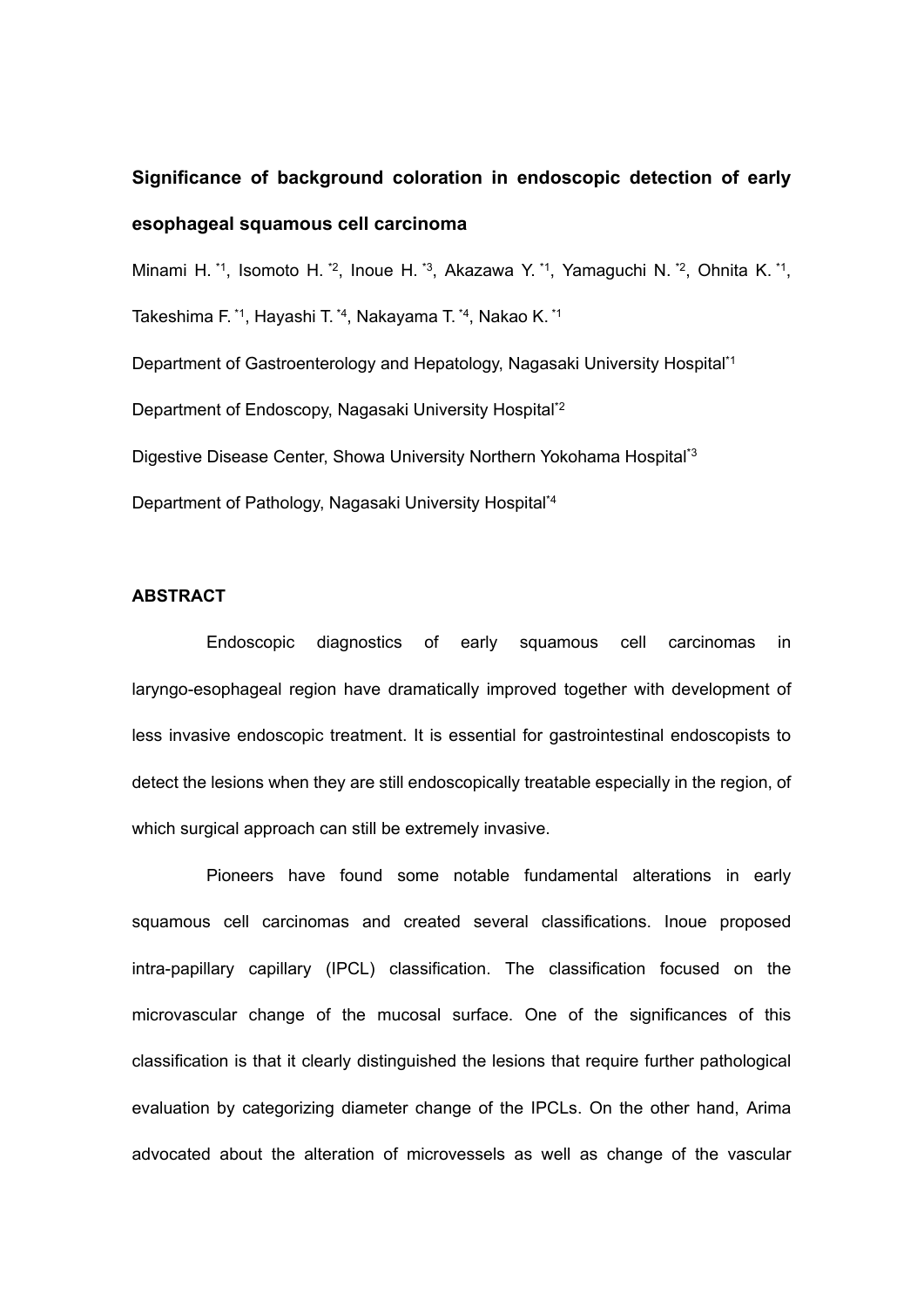# Significance of background coloration in endoscopic detection of early esophageal squamous cell carcinoma

Minami H. [*1], Isomoto H. [*2], Inoue H. [*3], Akazawa Y. [*1], Yamaguchi N. [*2], Ohnita K. [*1], Takeshima F. [*1], Hayashi T. [*4], Nakayama T. [*4], Nakao K. [*1]

Department of Gastroenterology and Hepatology, Nagasaki University Hospital[*1]

Department of Endoscopy, Nagasaki University Hospital[*2]

Digestive Disease Center, Showa University Northern Yokohama Hospital[*3]

Department of Pathology, Nagasaki University Hospital[*4]

## ABSTRACT

Endoscopic diagnostics of early squamous cell carcinomas in laryngo-esophageal region have dramatically improved together with development of less invasive endoscopic treatment. It is essential for gastrointestinal endoscopists to detect the lesions when they are still endoscopically treatable especially in the region, of which surgical approach can still be extremely invasive.

Pioneers have found some notable fundamental alterations in early squamous cell carcinomas and created several classifications. Inoue proposed intra-papillary capillary (IPCL) classification. The classification focused on the microvascular change of the mucosal surface. One of the significances of this classification is that it clearly distinguished the lesions that require further pathological evaluation by categorizing diameter change of the IPCLs. On the other hand, Arima advocated about the alteration of microvessels as well as change of the vascular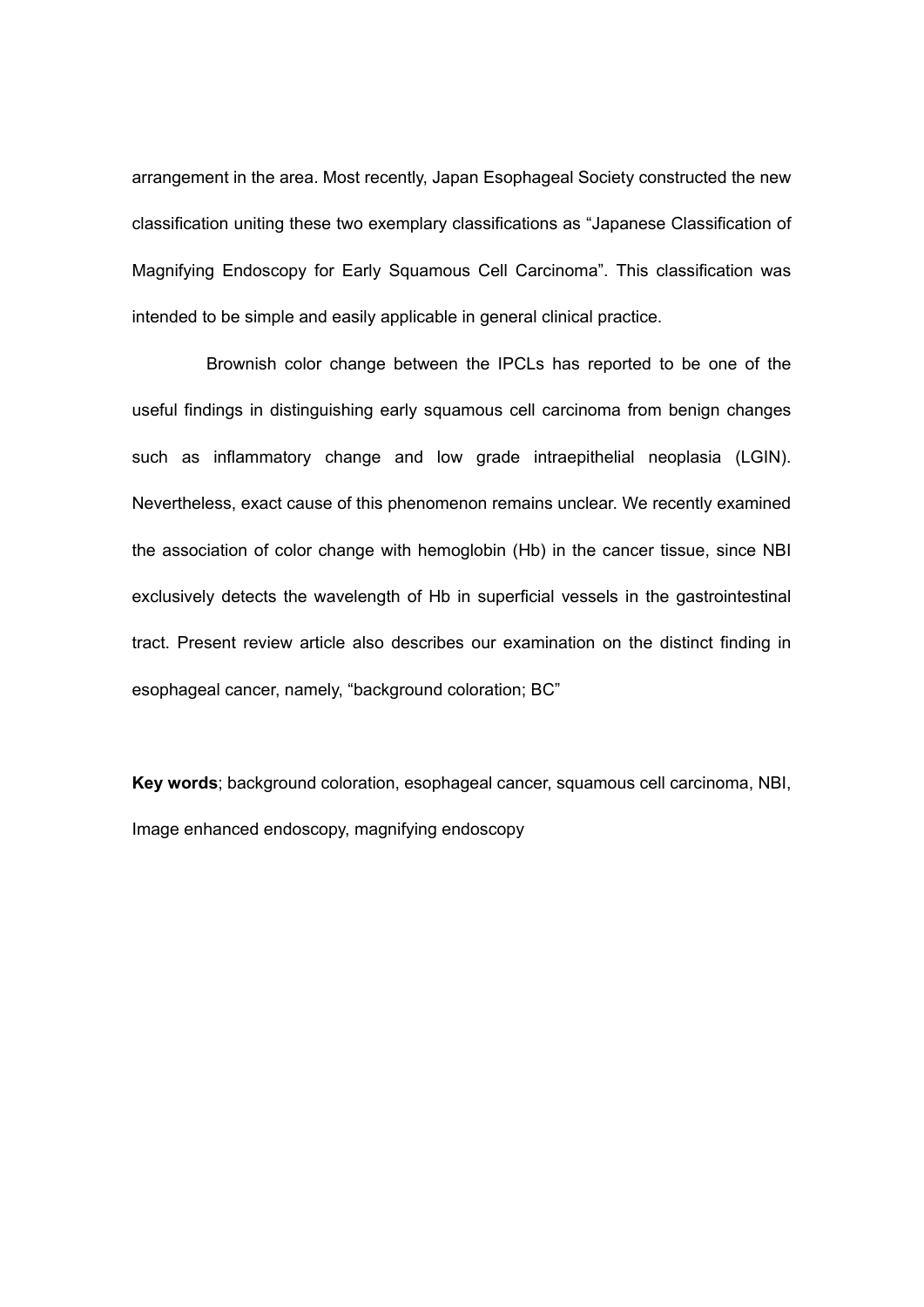arrangement in the area. Most recently, Japan Esophageal Society constructed the new classification uniting these two exemplary classifications as "Japanese Classification of Magnifying Endoscopy for Early Squamous Cell Carcinoma". This classification was intended to be simple and easily applicable in general clinical practice.

Brownish color change between the IPCLs has reported to be one of the useful findings in distinguishing early squamous cell carcinoma from benign changes such as inflammatory change and low grade intraepithelial neoplasia (LGIN). Nevertheless, exact cause of this phenomenon remains unclear. We recently examined the association of color change with hemoglobin (Hb) in the cancer tissue, since NBI exclusively detects the wavelength of Hb in superficial vessels in the gastrointestinal tract. Present review article also describes our examination on the distinct finding in esophageal cancer, namely, "background coloration; BC"

**Key words**; background coloration, esophageal cancer, squamous cell carcinoma, NBI, Image enhanced endoscopy, magnifying endoscopy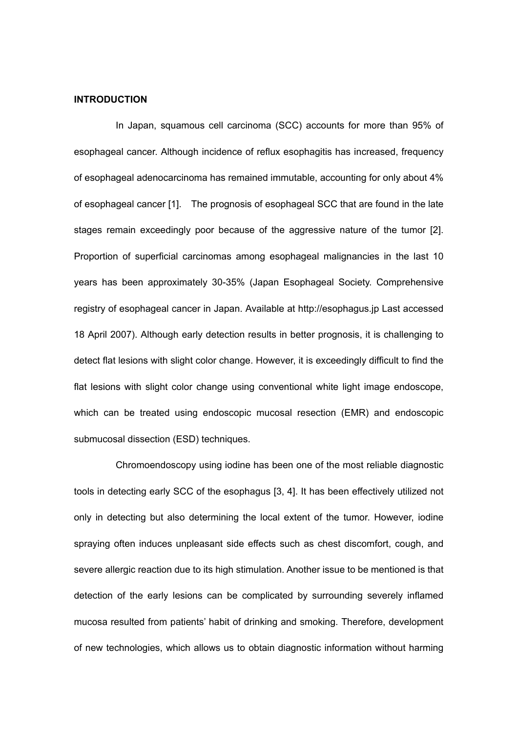## INTRODUCTION

In Japan, squamous cell carcinoma (SCC) accounts for more than 95% of esophageal cancer. Although incidence of reflux esophagitis has increased, frequency of esophageal adenocarcinoma has remained immutable, accounting for only about 4% of esophageal cancer [1]. The prognosis of esophageal SCC that are found in the late stages remain exceedingly poor because of the aggressive nature of the tumor [2]. Proportion of superficial carcinomas among esophageal malignancies in the last 10 years has been approximately 30-35% (Japan Esophageal Society. Comprehensive registry of esophageal cancer in Japan. Available at http://esophagus.jp Last accessed 18 April 2007). Although early detection results in better prognosis, it is challenging to detect flat lesions with slight color change. However, it is exceedingly difficult to find the flat lesions with slight color change using conventional white light image endoscope, which can be treated using endoscopic mucosal resection (EMR) and endoscopic submucosal dissection (ESD) techniques.

Chromoendoscopy using iodine has been one of the most reliable diagnostic tools in detecting early SCC of the esophagus [3, 4]. It has been effectively utilized not only in detecting but also determining the local extent of the tumor. However, iodine spraying often induces unpleasant side effects such as chest discomfort, cough, and severe allergic reaction due to its high stimulation. Another issue to be mentioned is that detection of the early lesions can be complicated by surrounding severely inflamed mucosa resulted from patients' habit of drinking and smoking. Therefore, development of new technologies, which allows us to obtain diagnostic information without harming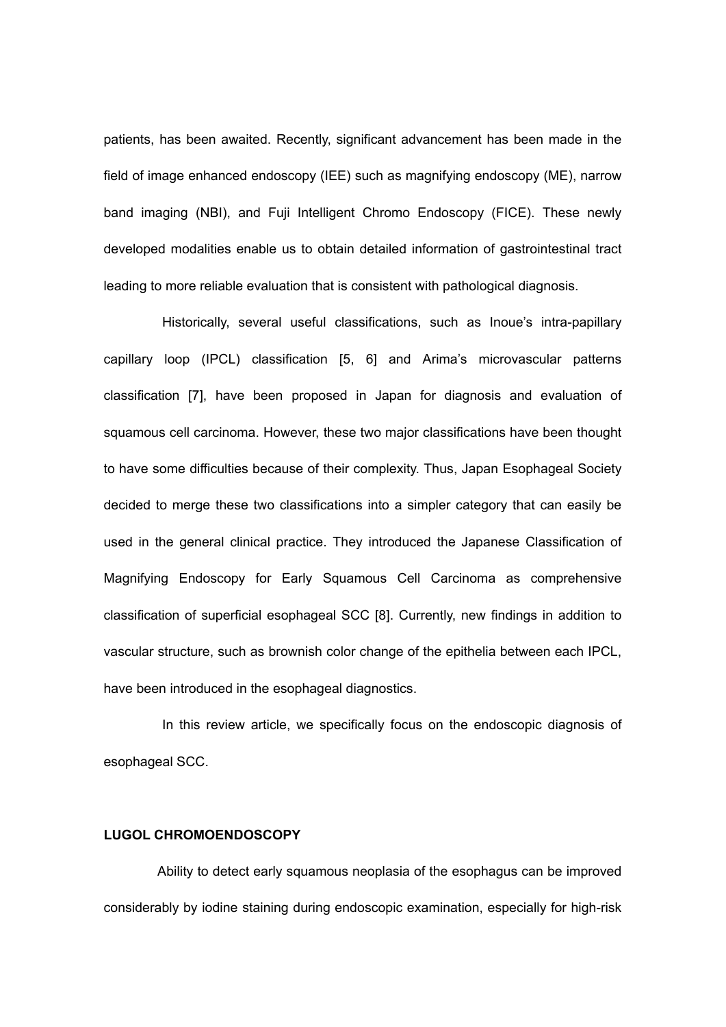patients, has been awaited. Recently, significant advancement has been made in the field of image enhanced endoscopy (IEE) such as magnifying endoscopy (ME), narrow band imaging (NBI), and Fuji Intelligent Chromo Endoscopy (FICE). These newly developed modalities enable us to obtain detailed information of gastrointestinal tract leading to more reliable evaluation that is consistent with pathological diagnosis.

Historically, several useful classifications, such as Inoue's intra-papillary capillary loop (IPCL) classification [5, 6] and Arima's microvascular patterns classification [7], have been proposed in Japan for diagnosis and evaluation of squamous cell carcinoma. However, these two major classifications have been thought to have some difficulties because of their complexity. Thus, Japan Esophageal Society decided to merge these two classifications into a simpler category that can easily be used in the general clinical practice. They introduced the Japanese Classification of Magnifying Endoscopy for Early Squamous Cell Carcinoma as comprehensive classification of superficial esophageal SCC [8]. Currently, new findings in addition to vascular structure, such as brownish color change of the epithelia between each IPCL, have been introduced in the esophageal diagnostics.

In this review article, we specifically focus on the endoscopic diagnosis of esophageal SCC.

## LUGOL CHROMOENDOSCOPY

Ability to detect early squamous neoplasia of the esophagus can be improved considerably by iodine staining during endoscopic examination, especially for high-risk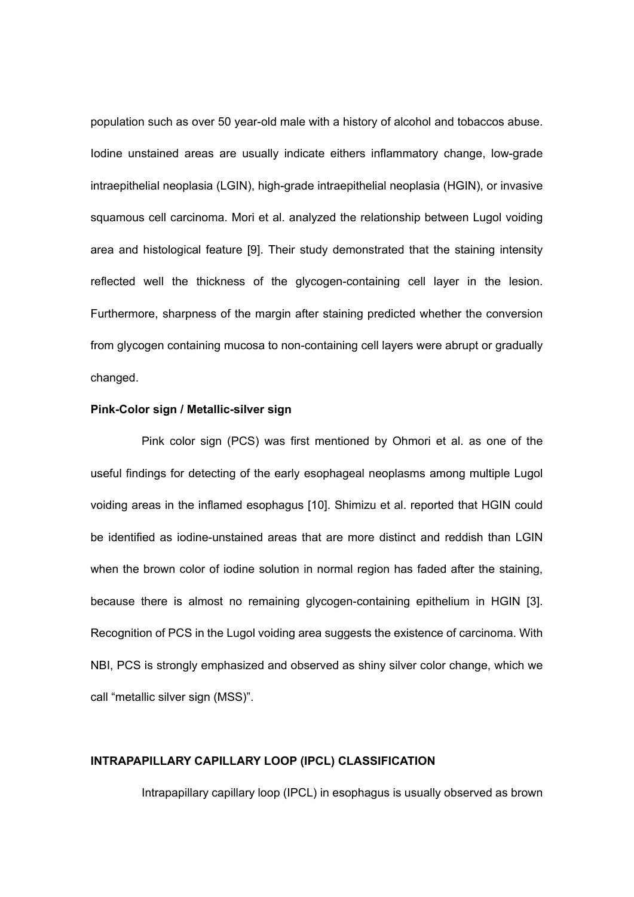population such as over 50 year-old male with a history of alcohol and tobaccos abuse. Iodine unstained areas are usually indicate eithers inflammatory change, low-grade intraepithelial neoplasia (LGIN), high-grade intraepithelial neoplasia (HGIN), or invasive squamous cell carcinoma. Mori et al. analyzed the relationship between Lugol voiding area and histological feature [9]. Their study demonstrated that the staining intensity reflected well the thickness of the glycogen-containing cell layer in the lesion. Furthermore, sharpness of the margin after staining predicted whether the conversion from glycogen containing mucosa to non-containing cell layers were abrupt or gradually changed.

### Pink-Color sign / Metallic-silver sign

Pink color sign (PCS) was first mentioned by Ohmori et al. as one of the useful findings for detecting of the early esophageal neoplasms among multiple Lugol voiding areas in the inflamed esophagus [10]. Shimizu et al. reported that HGIN could be identified as iodine-unstained areas that are more distinct and reddish than LGIN when the brown color of iodine solution in normal region has faded after the staining, because there is almost no remaining glycogen-containing epithelium in HGIN [3]. Recognition of PCS in the Lugol voiding area suggests the existence of carcinoma. With NBI, PCS is strongly emphasized and observed as shiny silver color change, which we call "metallic silver sign (MSS)".

## INTRAPAPILLARY CAPILLARY LOOP (IPCL) CLASSIFICATION

Intrapapillary capillary loop (IPCL) in esophagus is usually observed as brown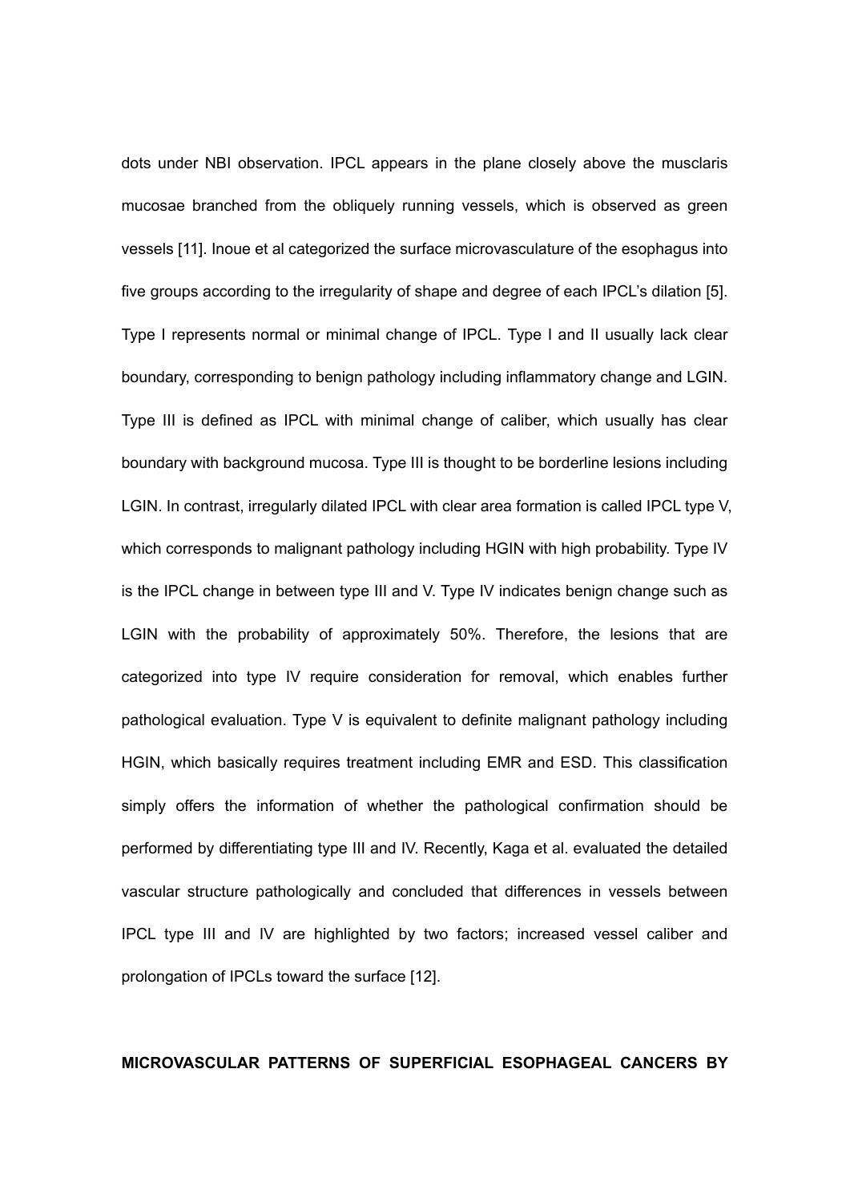dots under NBI observation. IPCL appears in the plane closely above the musclaris mucosae branched from the obliquely running vessels, which is observed as green vessels [11]. Inoue et al categorized the surface microvasculature of the esophagus into five groups according to the irregularity of shape and degree of each IPCL's dilation [5]. Type I represents normal or minimal change of IPCL. Type I and II usually lack clear boundary, corresponding to benign pathology including inflammatory change and LGIN. Type III is defined as IPCL with minimal change of caliber, which usually has clear boundary with background mucosa. Type III is thought to be borderline lesions including LGIN. In contrast, irregularly dilated IPCL with clear area formation is called IPCL type V, which corresponds to malignant pathology including HGIN with high probability. Type IV is the IPCL change in between type III and V. Type IV indicates benign change such as LGIN with the probability of approximately 50%. Therefore, the lesions that are categorized into type IV require consideration for removal, which enables further pathological evaluation. Type V is equivalent to definite malignant pathology including HGIN, which basically requires treatment including EMR and ESD. This classification simply offers the information of whether the pathological confirmation should be performed by differentiating type III and IV. Recently, Kaga et al. evaluated the detailed vascular structure pathologically and concluded that differences in vessels between IPCL type III and IV are highlighted by two factors; increased vessel caliber and prolongation of IPCLs toward the surface [12].

**MICROVASCULAR PATTERNS OF SUPERFICIAL ESOPHAGEAL CANCERS BY**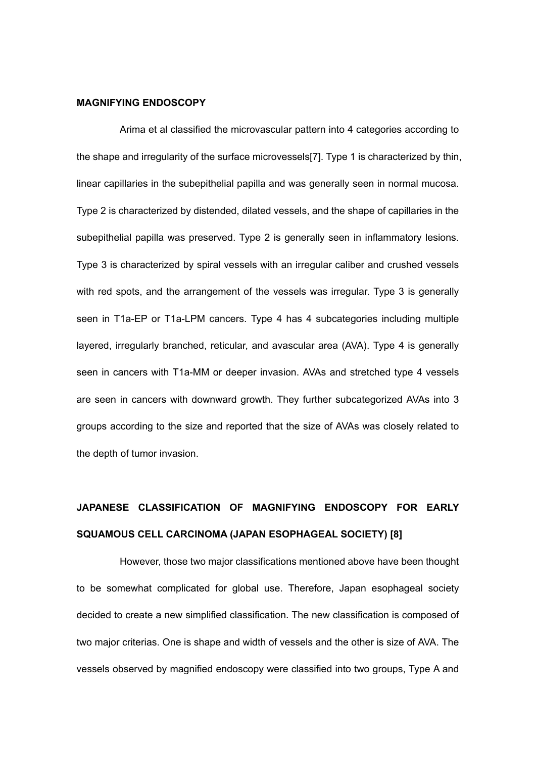## MAGNIFYING ENDOSCOPY

Arima et al classified the microvascular pattern into 4 categories according to the shape and irregularity of the surface microvessels[7]. Type 1 is characterized by thin, linear capillaries in the subepithelial papilla and was generally seen in normal mucosa. Type 2 is characterized by distended, dilated vessels, and the shape of capillaries in the subepithelial papilla was preserved. Type 2 is generally seen in inflammatory lesions. Type 3 is characterized by spiral vessels with an irregular caliber and crushed vessels with red spots, and the arrangement of the vessels was irregular. Type 3 is generally seen in T1a-EP or T1a-LPM cancers. Type 4 has 4 subcategories including multiple layered, irregularly branched, reticular, and avascular area (AVA). Type 4 is generally seen in cancers with T1a-MM or deeper invasion. AVAs and stretched type 4 vessels are seen in cancers with downward growth. They further subcategorized AVAs into 3 groups according to the size and reported that the size of AVAs was closely related to the depth of tumor invasion.

## JAPANESE CLASSIFICATION OF MAGNIFYING ENDOSCOPY FOR EARLY SQUAMOUS CELL CARCINOMA (JAPAN ESOPHAGEAL SOCIETY) [8]

However, those two major classifications mentioned above have been thought to be somewhat complicated for global use. Therefore, Japan esophageal society decided to create a new simplified classification. The new classification is composed of two major criterias. One is shape and width of vessels and the other is size of AVA. The vessels observed by magnified endoscopy were classified into two groups, Type A and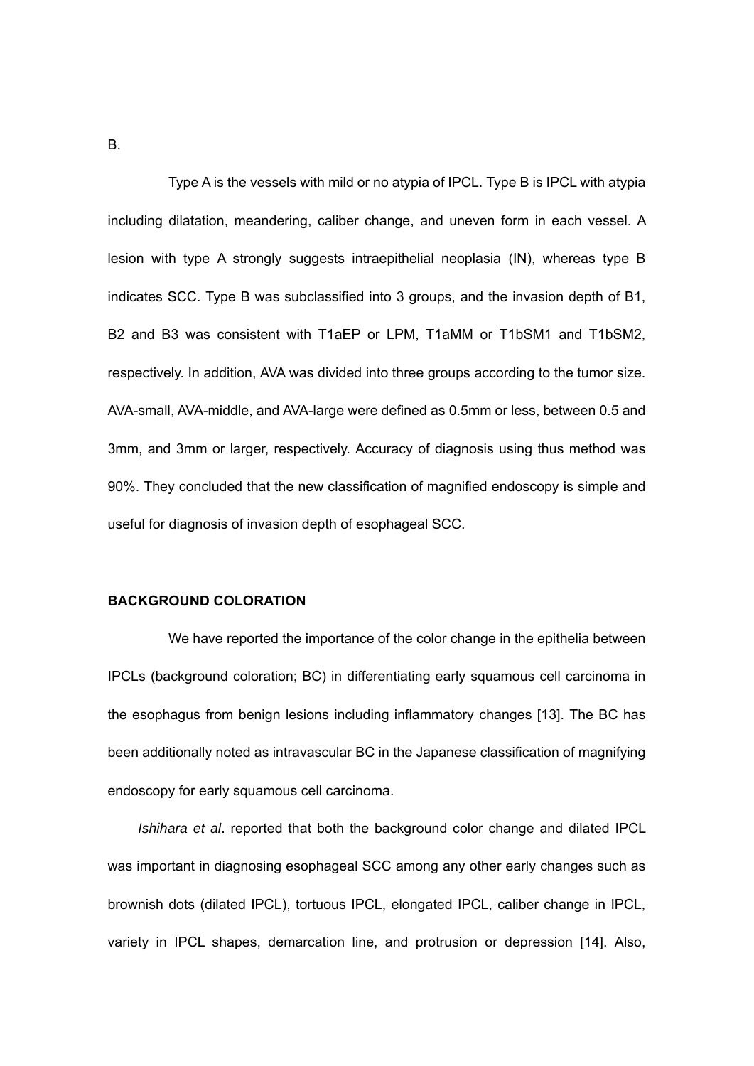B.

Type A is the vessels with mild or no atypia of IPCL. Type B is IPCL with atypia including dilatation, meandering, caliber change, and uneven form in each vessel. A lesion with type A strongly suggests intraepithelial neoplasia (IN), whereas type B indicates SCC. Type B was subclassified into 3 groups, and the invasion depth of B1, B2 and B3 was consistent with T1aEP or LPM, T1aMM or T1bSM1 and T1bSM2, respectively. In addition, AVA was divided into three groups according to the tumor size. AVA-small, AVA-middle, and AVA-large were defined as 0.5mm or less, between 0.5 and 3mm, and 3mm or larger, respectively. Accuracy of diagnosis using thus method was 90%. They concluded that the new classification of magnified endoscopy is simple and useful for diagnosis of invasion depth of esophageal SCC.

**BACKGROUND COLORATION**

We have reported the importance of the color change in the epithelia between IPCLs (background coloration; BC) in differentiating early squamous cell carcinoma in the esophagus from benign lesions including inflammatory changes [13]. The BC has been additionally noted as intravascular BC in the Japanese classification of magnifying endoscopy for early squamous cell carcinoma.

*Ishihara et al*. reported that both the background color change and dilated IPCL was important in diagnosing esophageal SCC among any other early changes such as brownish dots (dilated IPCL), tortuous IPCL, elongated IPCL, caliber change in IPCL, variety in IPCL shapes, demarcation line, and protrusion or depression [14]. Also,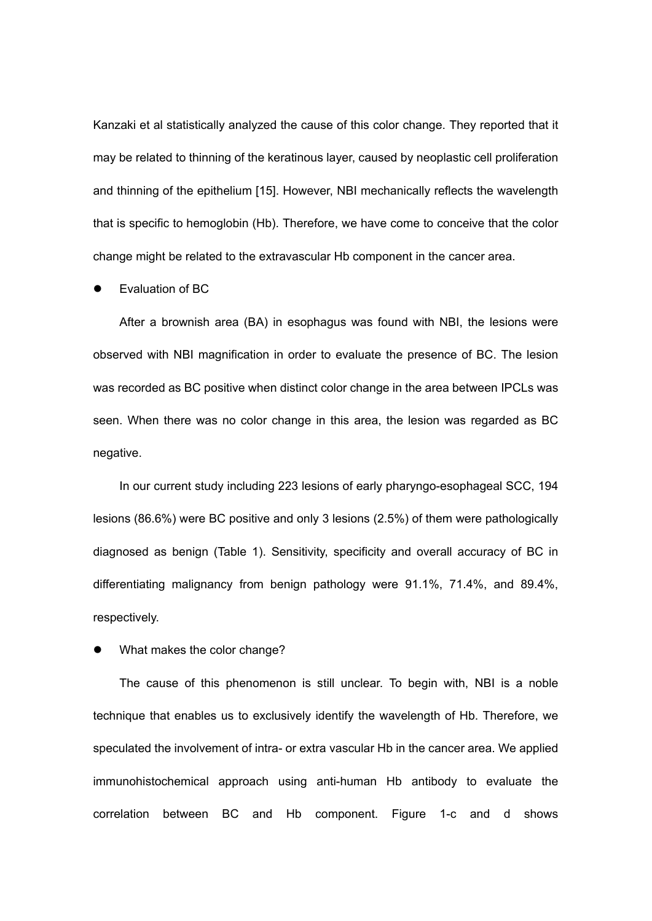Kanzaki et al statistically analyzed the cause of this color change. They reported that it may be related to thinning of the keratinous layer, caused by neoplastic cell proliferation and thinning of the epithelium [15]. However, NBI mechanically reflects the wavelength that is specific to hemoglobin (Hb). Therefore, we have come to conceive that the color change might be related to the extravascular Hb component in the cancer area.

- Evaluation of BC

After a brownish area (BA) in esophagus was found with NBI, the lesions were observed with NBI magnification in order to evaluate the presence of BC. The lesion was recorded as BC positive when distinct color change in the area between IPCLs was seen. When there was no color change in this area, the lesion was regarded as BC negative.

In our current study including 223 lesions of early pharyngo-esophageal SCC, 194 lesions (86.6%) were BC positive and only 3 lesions (2.5%) of them were pathologically diagnosed as benign (Table 1). Sensitivity, specificity and overall accuracy of BC in differentiating malignancy from benign pathology were 91.1%, 71.4%, and 89.4%, respectively.

- What makes the color change?

The cause of this phenomenon is still unclear. To begin with, NBI is a noble technique that enables us to exclusively identify the wavelength of Hb. Therefore, we speculated the involvement of intra- or extra vascular Hb in the cancer area. We applied immunohistochemical approach using anti-human Hb antibody to evaluate the correlation between BC and Hb component. Figure 1-c and d shows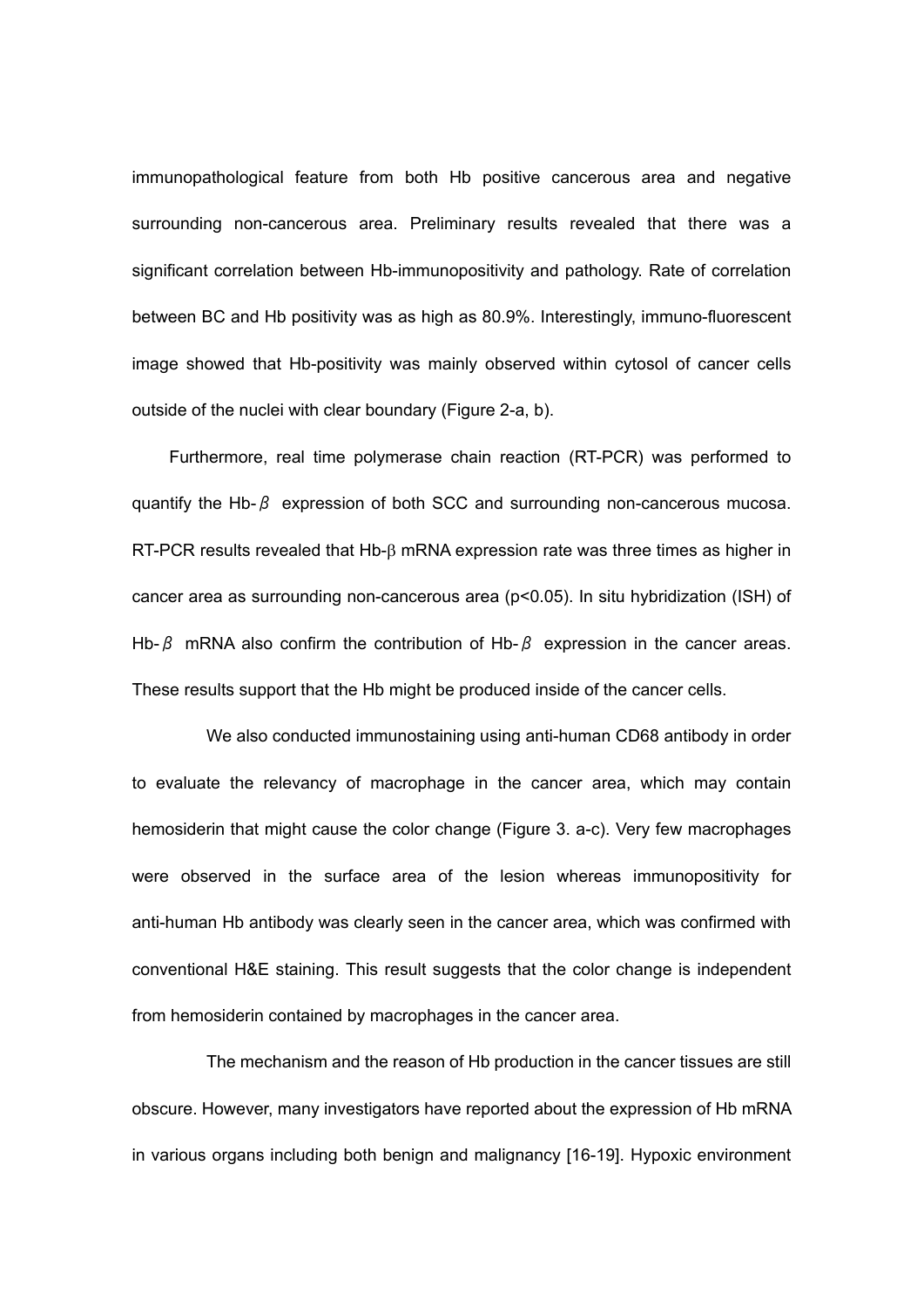immunopathological feature from both Hb positive cancerous area and negative surrounding non-cancerous area. Preliminary results revealed that there was a significant correlation between Hb-immunopositivity and pathology. Rate of correlation between BC and Hb positivity was as high as 80.9%. Interestingly, immuno-fluorescent image showed that Hb-positivity was mainly observed within cytosol of cancer cells outside of the nuclei with clear boundary (Figure 2-a, b).

Furthermore, real time polymerase chain reaction (RT-PCR) was performed to quantify the Hb-$\beta$ expression of both SCC and surrounding non-cancerous mucosa. RT-PCR results revealed that Hb-$\beta$ mRNA expression rate was three times as higher in cancer area as surrounding non-cancerous area ($p<0.05$). In situ hybridization (ISH) of Hb-$\beta$ mRNA also confirm the contribution of Hb-$\beta$ expression in the cancer areas. These results support that the Hb might be produced inside of the cancer cells.

We also conducted immunostaining using anti-human CD68 antibody in order to evaluate the relevancy of macrophage in the cancer area, which may contain hemosiderin that might cause the color change (Figure 3. a-c). Very few macrophages were observed in the surface area of the lesion whereas immunopositivity for anti-human Hb antibody was clearly seen in the cancer area, which was confirmed with conventional H&E staining. This result suggests that the color change is independent from hemosiderin contained by macrophages in the cancer area.

The mechanism and the reason of Hb production in the cancer tissues are still obscure. However, many investigators have reported about the expression of Hb mRNA in various organs including both benign and malignancy [16-19]. Hypoxic environment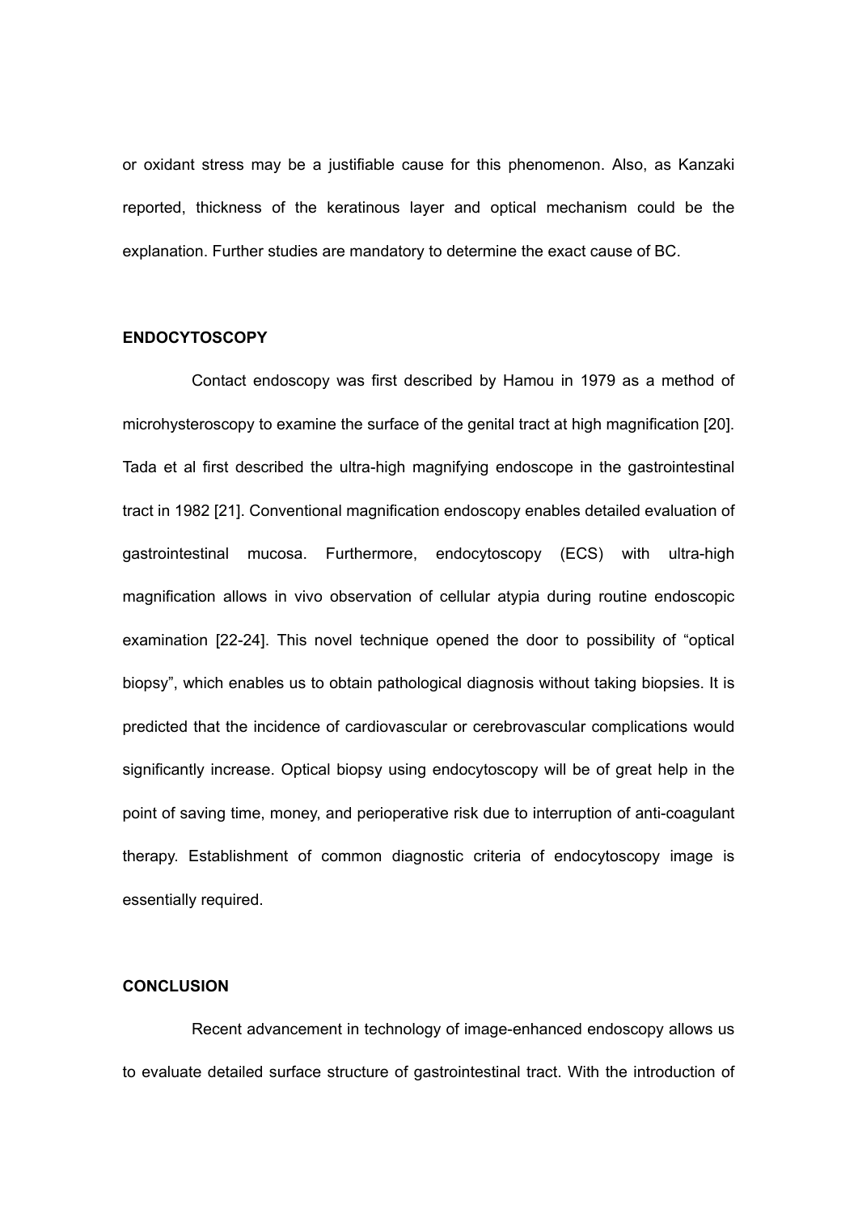or oxidant stress may be a justifiable cause for this phenomenon. Also, as Kanzaki reported, thickness of the keratinous layer and optical mechanism could be the explanation. Further studies are mandatory to determine the exact cause of BC.

## ENDOCYTOSCOPY

Contact endoscopy was first described by Hamou in 1979 as a method of microhysteroscopy to examine the surface of the genital tract at high magnification [20]. Tada et al first described the ultra-high magnifying endoscope in the gastrointestinal tract in 1982 [21]. Conventional magnification endoscopy enables detailed evaluation of gastrointestinal mucosa. Furthermore, endocytoscopy (ECS) with ultra-high magnification allows in vivo observation of cellular atypia during routine endoscopic examination [22-24]. This novel technique opened the door to possibility of “optical biopsy”, which enables us to obtain pathological diagnosis without taking biopsies. It is predicted that the incidence of cardiovascular or cerebrovascular complications would significantly increase. Optical biopsy using endocytoscopy will be of great help in the point of saving time, money, and perioperative risk due to interruption of anti-coagulant therapy. Establishment of common diagnostic criteria of endocytoscopy image is essentially required.

## CONCLUSION

Recent advancement in technology of image-enhanced endoscopy allows us to evaluate detailed surface structure of gastrointestinal tract. With the introduction of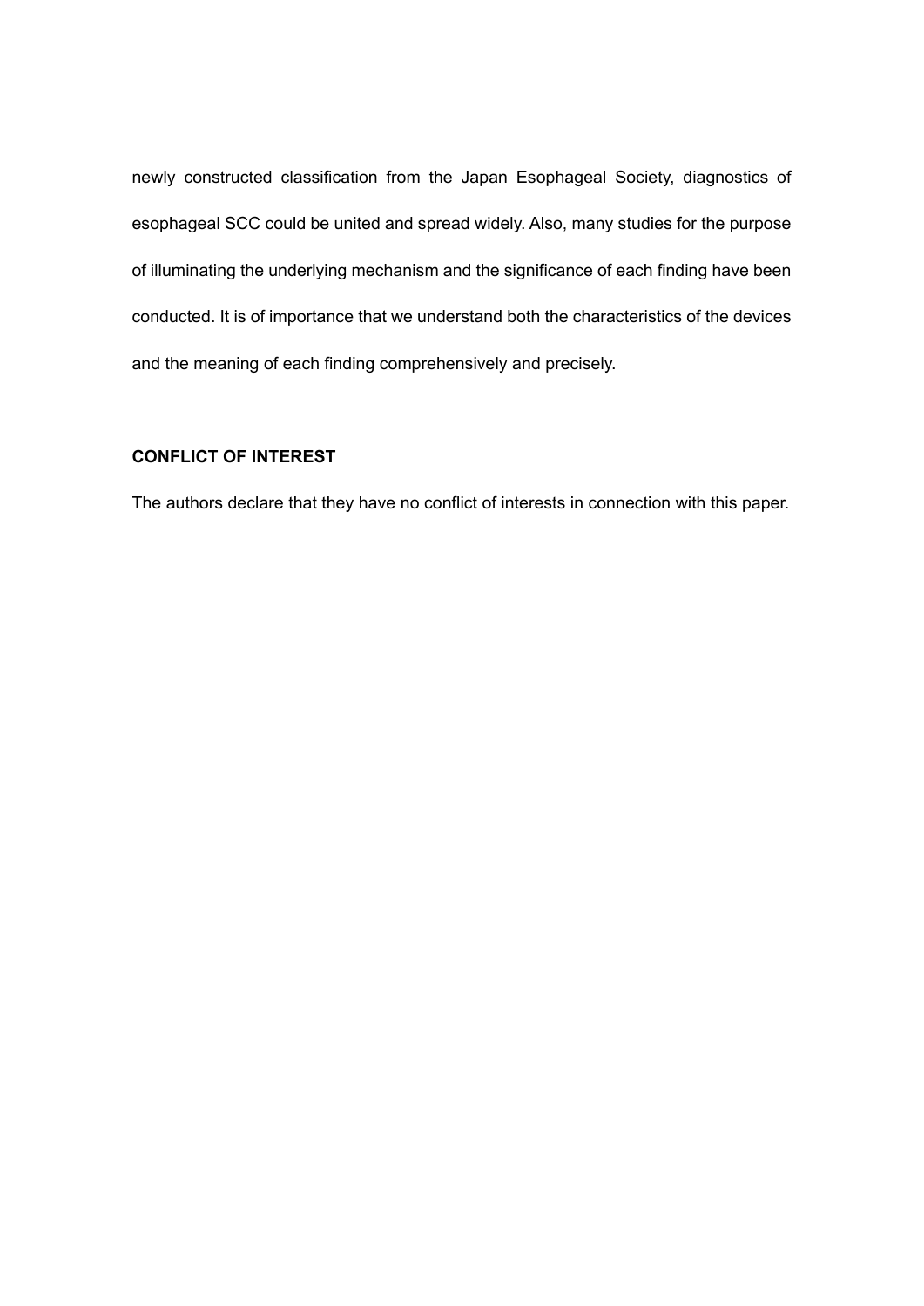newly constructed classification from the Japan Esophageal Society, diagnostics of esophageal SCC could be united and spread widely. Also, many studies for the purpose of illuminating the underlying mechanism and the significance of each finding have been conducted. It is of importance that we understand both the characteristics of the devices and the meaning of each finding comprehensively and precisely.

## CONFLICT OF INTEREST

The authors declare that they have no conflict of interests in connection with this paper.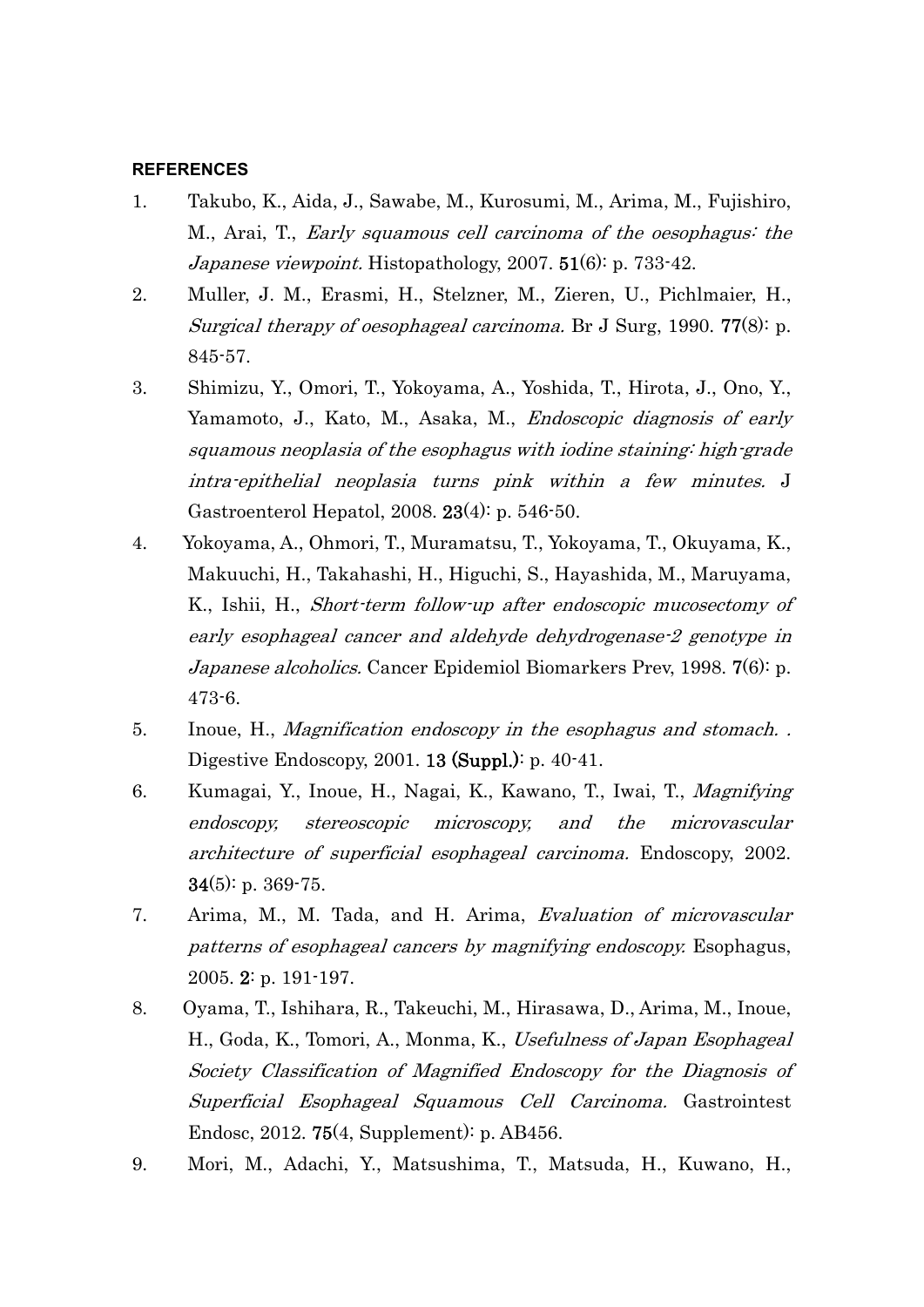**REFERENCES**

1. Takubo, K., Aida, J., Sawabe, M., Kurosumi, M., Arima, M., Fujishiro, M., Arai, T., *Early squamous cell carcinoma of the oesophagus: the Japanese viewpoint.* Histopathology, 2007. **51**(6): p. 733-42.
2. Muller, J. M., Erasmi, H., Stelzner, M., Zieren, U., Pichlmaier, H., *Surgical therapy of oesophageal carcinoma.* Br J Surg, 1990. **77**(8): p. 845-57.
3. Shimizu, Y., Omori, T., Yokoyama, A., Yoshida, T., Hirota, J., Ono, Y., Yamamoto, J., Kato, M., Asaka, M., *Endoscopic diagnosis of early squamous neoplasia of the esophagus with iodine staining: high-grade intra-epithelial neoplasia turns pink within a few minutes.* J Gastroenterol Hepatol, 2008. **23**(4): p. 546-50.
4. Yokoyama, A., Ohmori, T., Muramatsu, T., Yokoyama, T., Okuyama, K., Makuuchi, H., Takahashi, H., Higuchi, S., Hayashida, M., Maruyama, K., Ishii, H., *Short-term follow-up after endoscopic mucosectomy of early esophageal cancer and aldehyde dehydrogenase-2 genotype in Japanese alcoholics.* Cancer Epidemiol Biomarkers Prev, 1998. **7**(6): p. 473-6.
5. Inoue, H., *Magnification endoscopy in the esophagus and stomach. .* Digestive Endoscopy, 2001. **13 (Suppl.)**: p. 40-41.
6. Kumagai, Y., Inoue, H., Nagai, K., Kawano, T., Iwai, T., *Magnifying endoscopy, stereoscopic microscopy, and the microvascular architecture of superficial esophageal carcinoma.* Endoscopy, 2002. **34**(5): p. 369-75.
7. Arima, M., M. Tada, and H. Arima, *Evaluation of microvascular patterns of esophageal cancers by magnifying endoscopy.* Esophagus, 2005. **2**: p. 191-197.
8. Oyama, T., Ishihara, R., Takeuchi, M., Hirasawa, D., Arima, M., Inoue, H., Goda, K., Tomori, A., Monma, K., *Usefulness of Japan Esophageal Society Classification of Magnified Endoscopy for the Diagnosis of Superficial Esophageal Squamous Cell Carcinoma.* Gastrointest Endosc, 2012. **75**(4, Supplement): p. AB456.
9. Mori, M., Adachi, Y., Matsushima, T., Matsuda, H., Kuwano, H.,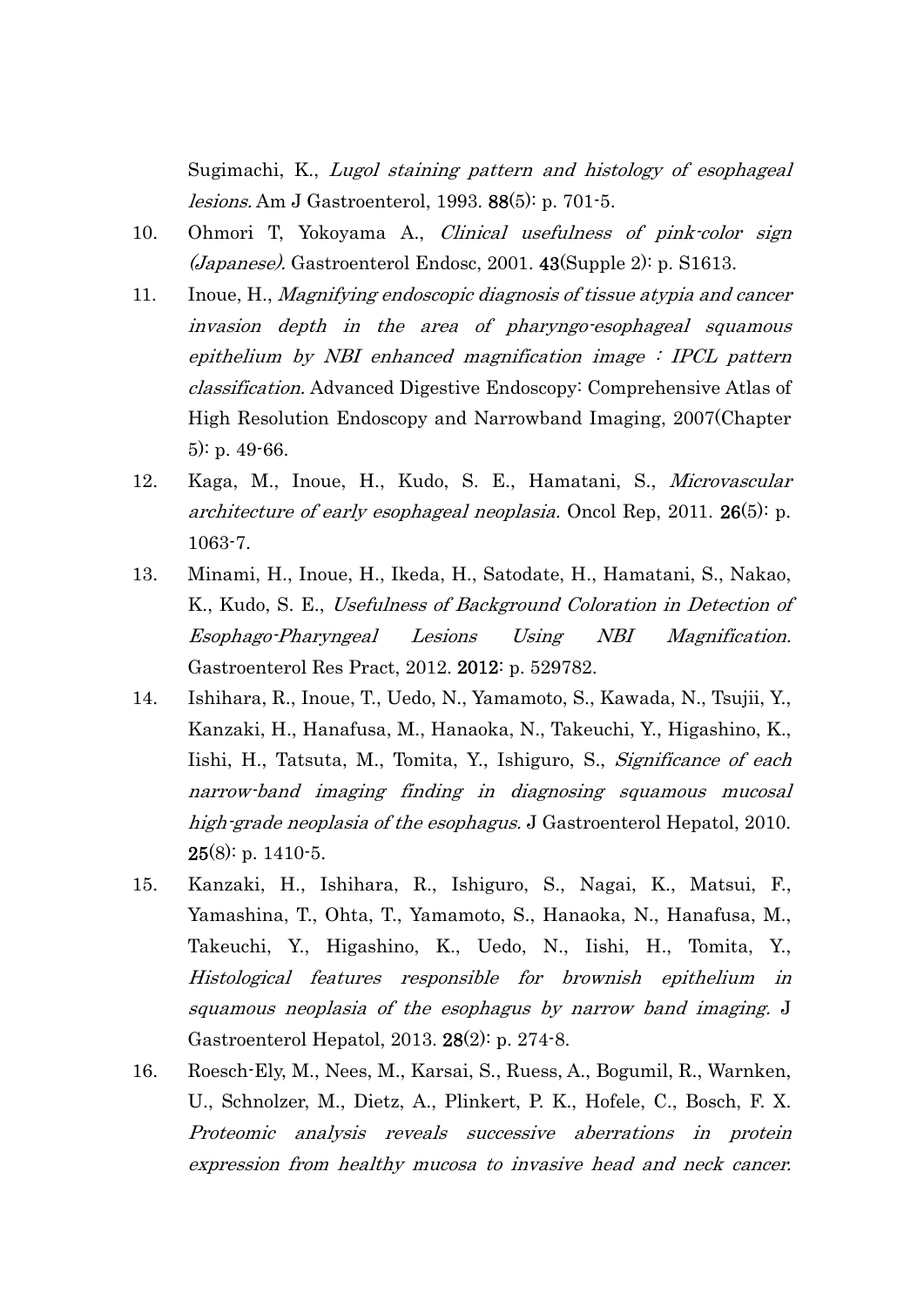Sugimachi, K., *Lugol staining pattern and histology of esophageal lesions.* Am J Gastroenterol, 1993. **88**(5): p. 701-5.

10. Ohmori T, Yokoyama A., *Clinical usefulness of pink-color sign (Japanese).* Gastroenterol Endosc, 2001. **43**(Supple 2): p. S1613.
11. Inoue, H., *Magnifying endoscopic diagnosis of tissue atypia and cancer invasion depth in the area of pharyngo-esophageal squamous epithelium by NBI enhanced magnification image : IPCL pattern classification.* Advanced Digestive Endoscopy: Comprehensive Atlas of High Resolution Endoscopy and Narrowband Imaging, 2007(Chapter 5): p. 49-66.
12. Kaga, M., Inoue, H., Kudo, S. E., Hamatani, S., *Microvascular architecture of early esophageal neoplasia.* Oncol Rep, 2011. **26**(5): p. 1063-7.
13. Minami, H., Inoue, H., Ikeda, H., Satodate, H., Hamatani, S., Nakao, K., Kudo, S. E., *Usefulness of Background Coloration in Detection of Esophago-Pharyngeal Lesions Using NBI Magnification.* Gastroenterol Res Pract, 2012. **2012**: p. 529782.
14. Ishihara, R., Inoue, T., Uedo, N., Yamamoto, S., Kawada, N., Tsujii, Y., Kanzaki, H., Hanafusa, M., Hanaoka, N., Takeuchi, Y., Higashino, K., Iishi, H., Tatsuta, M., Tomita, Y., Ishiguro, S., *Significance of each narrow-band imaging finding in diagnosing squamous mucosal high-grade neoplasia of the esophagus.* J Gastroenterol Hepatol, 2010. **25**(8): p. 1410-5.
15. Kanzaki, H., Ishihara, R., Ishiguro, S., Nagai, K., Matsui, F., Yamashina, T., Ohta, T., Yamamoto, S., Hanaoka, N., Hanafusa, M., Takeuchi, Y., Higashino, K., Uedo, N., Iishi, H., Tomita, Y., *Histological features responsible for brownish epithelium in squamous neoplasia of the esophagus by narrow band imaging.* J Gastroenterol Hepatol, 2013. **28**(2): p. 274-8.
16. Roesch-Ely, M., Nees, M., Karsai, S., Ruess, A., Bogumil, R., Warnken, U., Schnolzer, M., Dietz, A., Plinkert, P. K., Hofele, C., Bosch, F. X. *Proteomic analysis reveals successive aberrations in protein expression from healthy mucosa to invasive head and neck cancer.*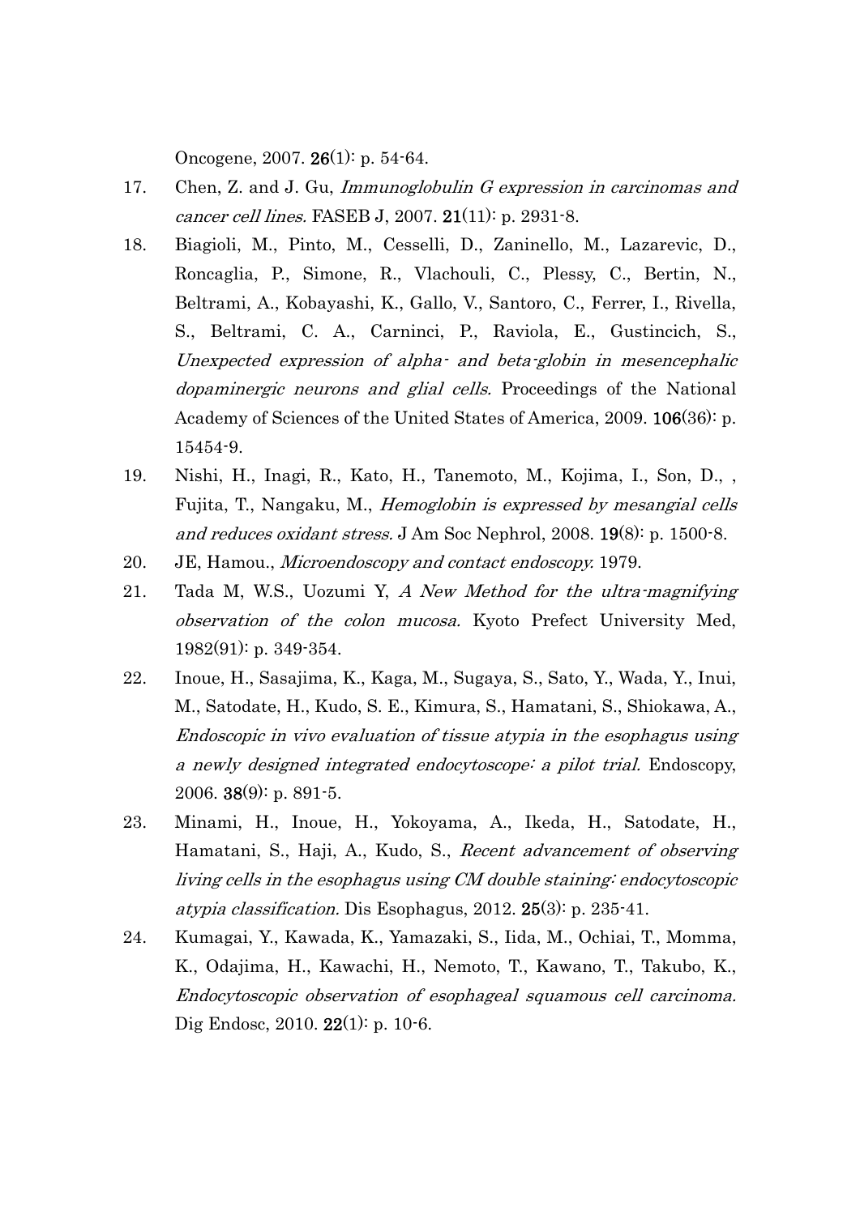Oncogene, 2007. **26**(1): p. 54-64.

17. Chen, Z. and J. Gu, *Immunoglobulin G expression in carcinomas and cancer cell lines.* FASEB J, 2007. **21**(11): p. 2931-8.
18. Biagioli, M., Pinto, M., Cesselli, D., Zaninello, M., Lazarevic, D., Roncaglia, P., Simone, R., Vlachouli, C., Plessy, C., Bertin, N., Beltrami, A., Kobayashi, K., Gallo, V., Santoro, C., Ferrer, I., Rivella, S., Beltrami, C. A., Carninci, P., Raviola, E., Gustincich, S., *Unexpected expression of alpha- and beta-globin in mesencephalic dopaminergic neurons and glial cells.* Proceedings of the National Academy of Sciences of the United States of America, 2009. **106**(36): p. 15454-9.
19. Nishi, H., Inagi, R., Kato, H., Tanemoto, M., Kojima, I., Son, D., , Fujita, T., Nangaku, M., *Hemoglobin is expressed by mesangial cells and reduces oxidant stress.* J Am Soc Nephrol, 2008. **19**(8): p. 1500-8.
20. JE, Hamou., *Microendoscopy and contact endoscopy.* 1979.
21. Tada M, W.S., Uozumi Y, *A New Method for the ultra-magnifying observation of the colon mucosa.* Kyoto Prefect University Med, 1982(91): p. 349-354.
22. Inoue, H., Sasajima, K., Kaga, M., Sugaya, S., Sato, Y., Wada, Y., Inui, M., Satodate, H., Kudo, S. E., Kimura, S., Hamatani, S., Shiokawa, A., *Endoscopic in vivo evaluation of tissue atypia in the esophagus using a newly designed integrated endocytoscope: a pilot trial.* Endoscopy, 2006. **38**(9): p. 891-5.
23. Minami, H., Inoue, H., Yokoyama, A., Ikeda, H., Satodate, H., Hamatani, S., Haji, A., Kudo, S., *Recent advancement of observing living cells in the esophagus using CM double staining: endocytoscopic atypia classification.* Dis Esophagus, 2012. **25**(3): p. 235-41.
24. Kumagai, Y., Kawada, K., Yamazaki, S., Iida, M., Ochiai, T., Momma, K., Odajima, H., Kawachi, H., Nemoto, T., Kawano, T., Takubo, K., *Endocytoscopic observation of esophageal squamous cell carcinoma.* Dig Endosc, 2010. **22**(1): p. 10-6.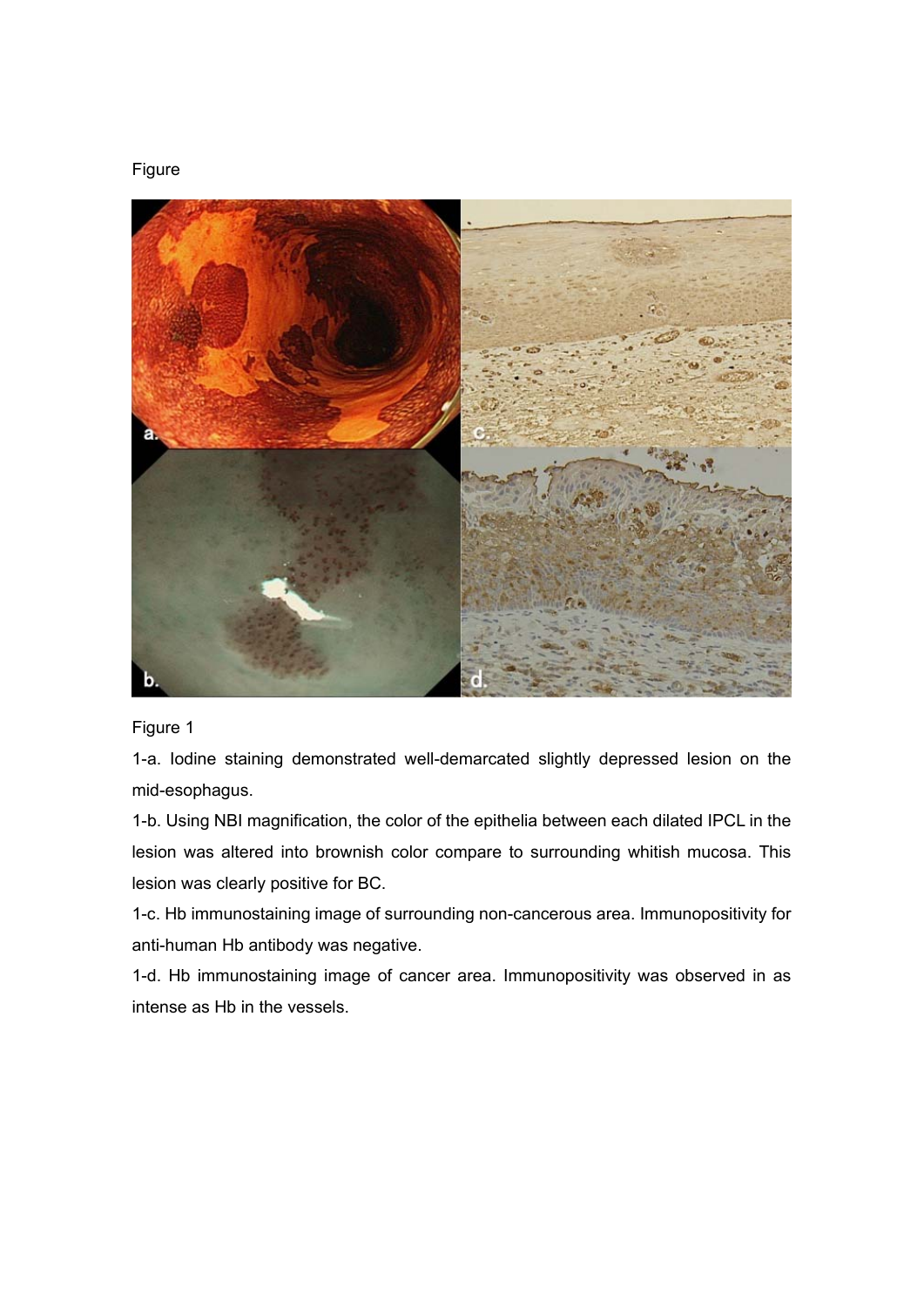Figure

Figure 1

1-a. Iodine staining demonstrated well-demarcated slightly depressed lesion on the mid-esophagus.

1-b. Using NBI magnification, the color of the epithelia between each dilated IPCL in the lesion was altered into brownish color compare to surrounding whitish mucosa. This lesion was clearly positive for BC.

1-c. Hb immunostaining image of surrounding non-cancerous area. Immunopositivity for anti-human Hb antibody was negative.

1-d. Hb immunostaining image of cancer area. Immunopositivity was observed in as intense as Hb in the vessels.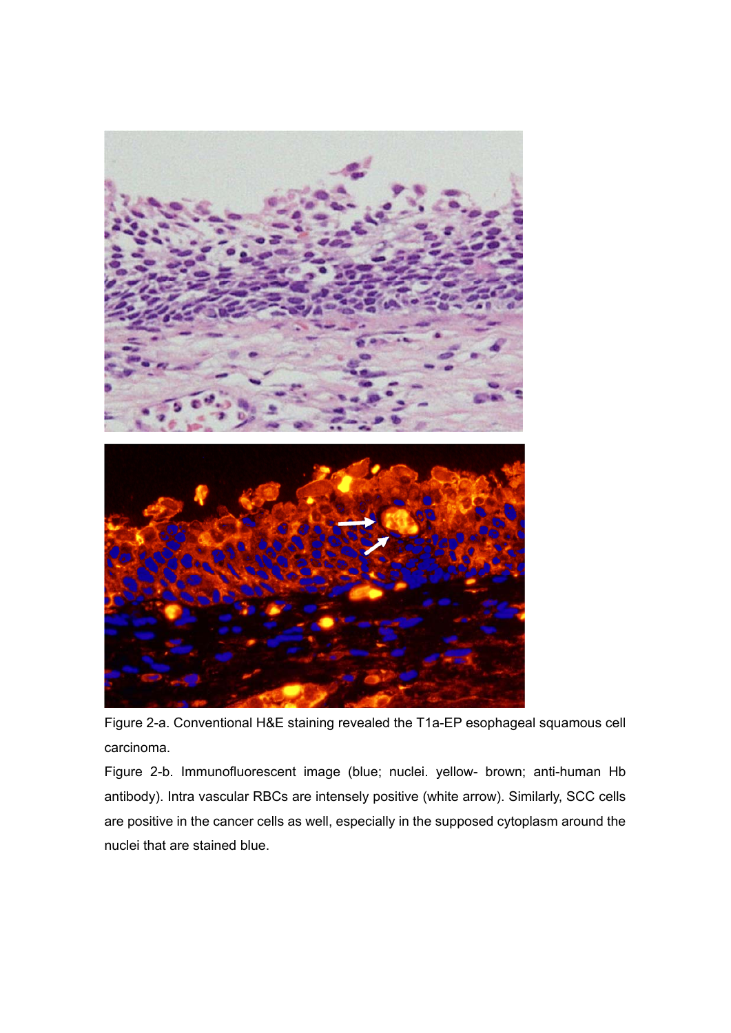Figure 2-a. Conventional H&E staining revealed the T1a-EP esophageal squamous cell carcinoma.

Figure 2-b. Immunofluorescent image (blue; nuclei. yellow- brown; anti-human Hb antibody). Intra vascular RBCs are intensely positive (white arrow). Similarly, SCC cells are positive in the cancer cells as well, especially in the supposed cytoplasm around the nuclei that are stained blue.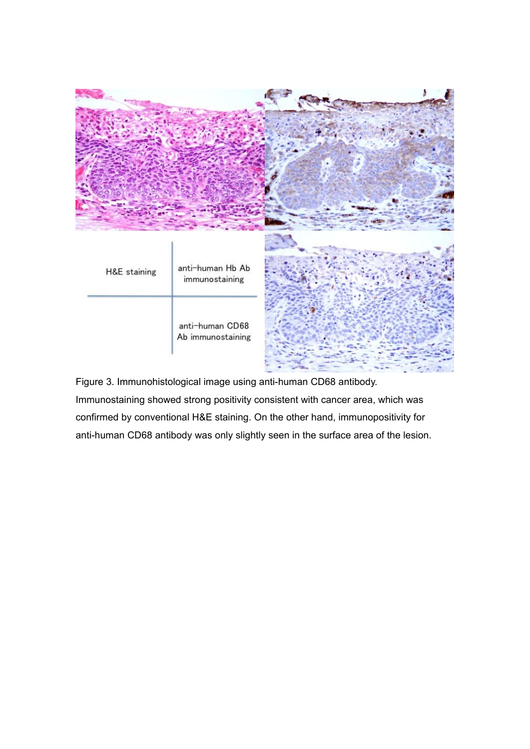Figure 3. Immunohistological image using anti-human CD68 antibody. Immunostaining showed strong positivity consistent with cancer area, which was confirmed by conventional H&E staining. On the other hand, immunopositivity for anti-human CD68 antibody was only slightly seen in the surface area of the lesion.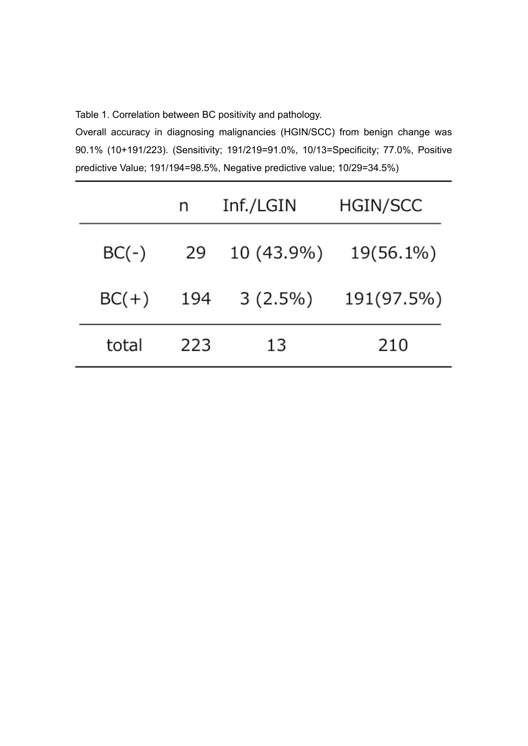Table 1. Correlation between BC positivity and pathology.

Overall accuracy in diagnosing malignancies (HGIN/SCC) from benign change was 90.1% (10+191/223). (Sensitivity; 191/219=91.0%, 10/13=Specificity; 77.0%, Positive predictive Value; 191/194=98.5%, Negative predictive value; 10/29=34.5%)

| | n | Inf./LGIN | HGIN/SCC |
|---|---|---|---|
| BC(-) | 29 | 10 (43.9%) | 19(56.1%) |
| BC(+) | 194 | 3 (2.5%) | 191(97.5%) |
| total | 223 | 13 | 210 |